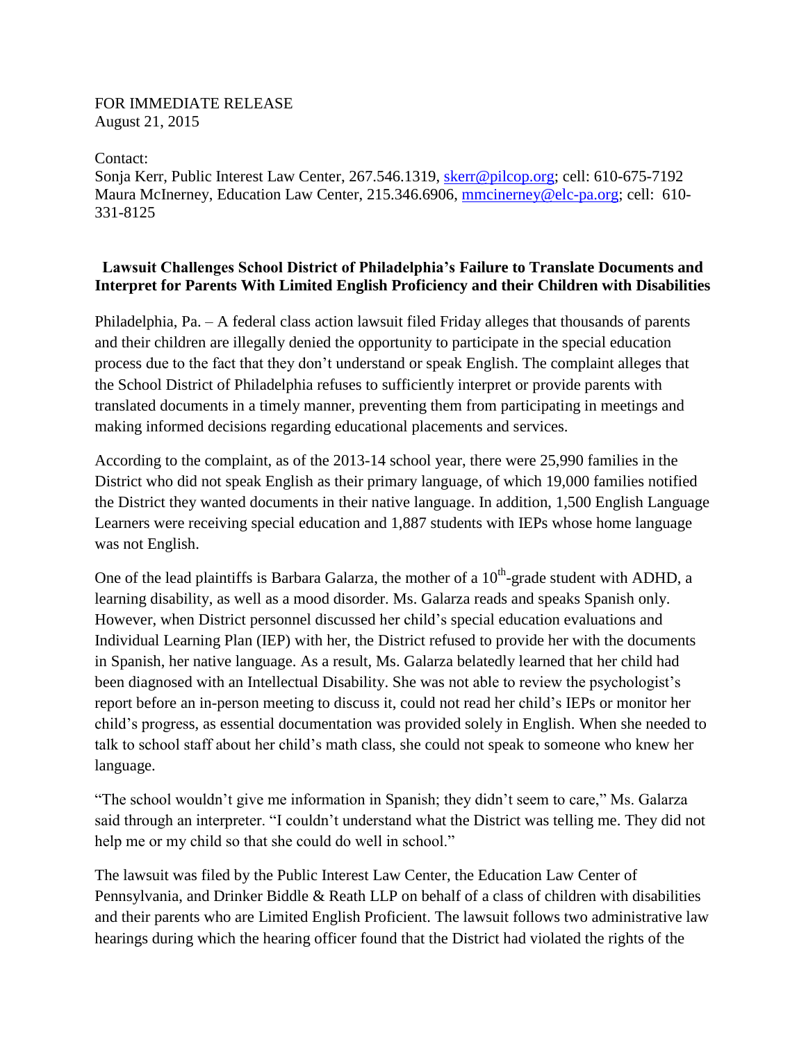FOR IMMEDIATE RELEASE
August 21, 2015

Contact:
Sonja Kerr, Public Interest Law Center, 267.546.1319, skerr@pilcop.org; cell: 610-675-7192
Maura McInerney, Education Law Center, 215.346.6906, mmcinerney@elc-pa.org; cell: 610-331-8125

## Lawsuit Challenges School District of Philadelphia's Failure to Translate Documents and Interpret for Parents With Limited English Proficiency and their Children with Disabilities

Philadelphia, Pa. – A federal class action lawsuit filed Friday alleges that thousands of parents and their children are illegally denied the opportunity to participate in the special education process due to the fact that they don't understand or speak English. The complaint alleges that the School District of Philadelphia refuses to sufficiently interpret or provide parents with translated documents in a timely manner, preventing them from participating in meetings and making informed decisions regarding educational placements and services.

According to the complaint, as of the 2013-14 school year, there were 25,990 families in the District who did not speak English as their primary language, of which 19,000 families notified the District they wanted documents in their native language. In addition, 1,500 English Language Learners were receiving special education and 1,887 students with IEPs whose home language was not English.

One of the lead plaintiffs is Barbara Galarza, the mother of a 10th-grade student with ADHD, a learning disability, as well as a mood disorder. Ms. Galarza reads and speaks Spanish only. However, when District personnel discussed her child's special education evaluations and Individual Learning Plan (IEP) with her, the District refused to provide her with the documents in Spanish, her native language. As a result, Ms. Galarza belatedly learned that her child had been diagnosed with an Intellectual Disability. She was not able to review the psychologist's report before an in-person meeting to discuss it, could not read her child's IEPs or monitor her child's progress, as essential documentation was provided solely in English. When she needed to talk to school staff about her child's math class, she could not speak to someone who knew her language.

"The school wouldn't give me information in Spanish; they didn't seem to care," Ms. Galarza said through an interpreter. "I couldn't understand what the District was telling me. They did not help me or my child so that she could do well in school."

The lawsuit was filed by the Public Interest Law Center, the Education Law Center of Pennsylvania, and Drinker Biddle & Reath LLP on behalf of a class of children with disabilities and their parents who are Limited English Proficient. The lawsuit follows two administrative law hearings during which the hearing officer found that the District had violated the rights of the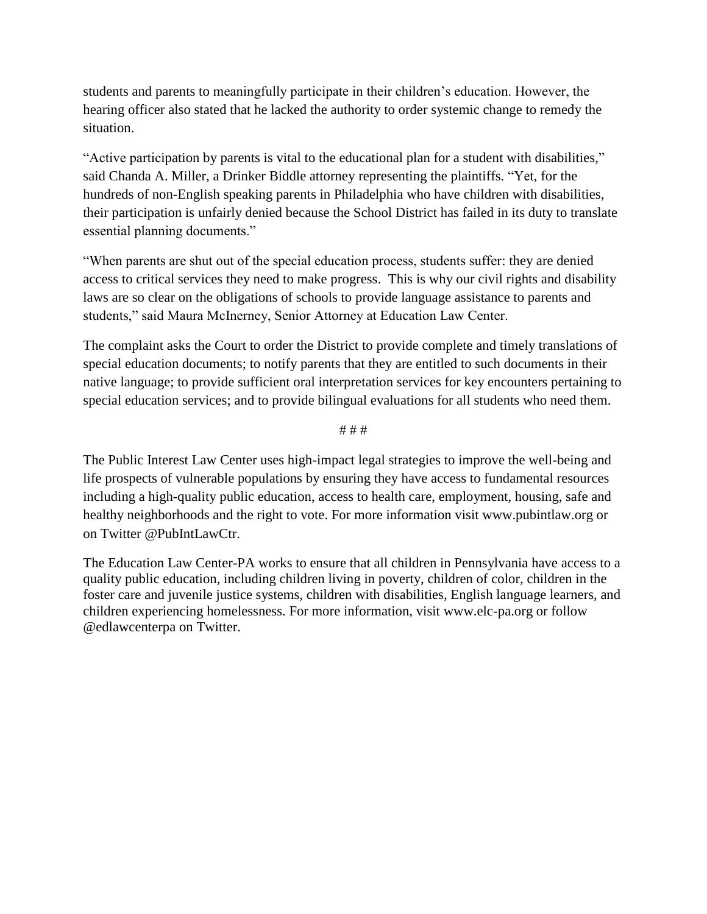students and parents to meaningfully participate in their children's education. However, the hearing officer also stated that he lacked the authority to order systemic change to remedy the situation.

"Active participation by parents is vital to the educational plan for a student with disabilities," said Chanda A. Miller, a Drinker Biddle attorney representing the plaintiffs. "Yet, for the hundreds of non-English speaking parents in Philadelphia who have children with disabilities, their participation is unfairly denied because the School District has failed in its duty to translate essential planning documents."

"When parents are shut out of the special education process, students suffer: they are denied access to critical services they need to make progress. This is why our civil rights and disability laws are so clear on the obligations of schools to provide language assistance to parents and students," said Maura McInerney, Senior Attorney at Education Law Center.

The complaint asks the Court to order the District to provide complete and timely translations of special education documents; to notify parents that they are entitled to such documents in their native language; to provide sufficient oral interpretation services for key encounters pertaining to special education services; and to provide bilingual evaluations for all students who need them.

# # #

The Public Interest Law Center uses high-impact legal strategies to improve the well-being and life prospects of vulnerable populations by ensuring they have access to fundamental resources including a high-quality public education, access to health care, employment, housing, safe and healthy neighborhoods and the right to vote. For more information visit www.pubintlaw.org or on Twitter @PubIntLawCtr.

The Education Law Center-PA works to ensure that all children in Pennsylvania have access to a quality public education, including children living in poverty, children of color, children in the foster care and juvenile justice systems, children with disabilities, English language learners, and children experiencing homelessness. For more information, visit www.elc-pa.org or follow @edlawcenterpa on Twitter.